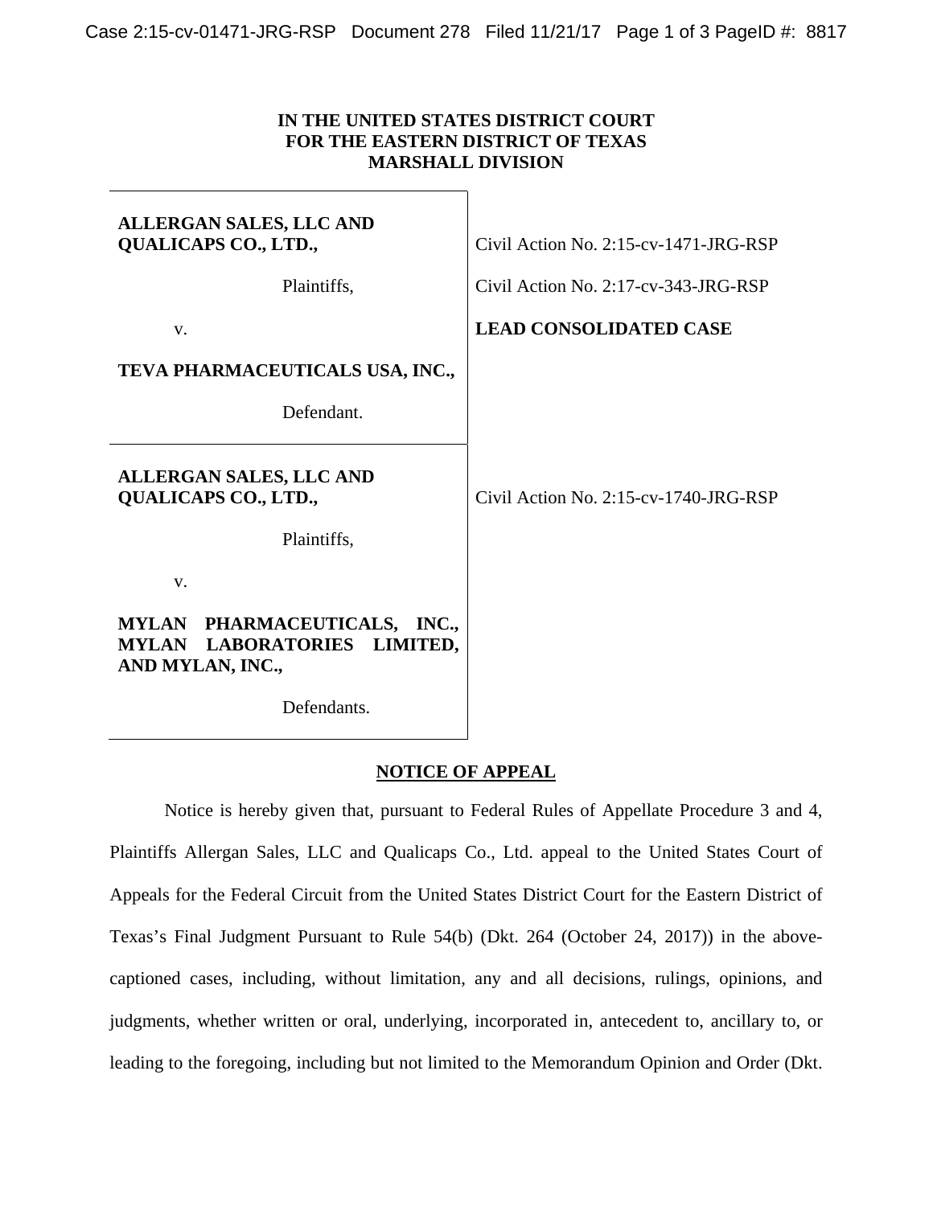**IN THE UNITED STATES DISTRICT COURT**
**FOR THE EASTERN DISTRICT OF TEXAS**
**MARSHALL DIVISION**

| | |
|---|---|
| **ALLERGAN SALES, LLC AND QUALICAPS CO., LTD.,**<br><br>Plaintiffs,<br><br>v.<br><br>**TEVA PHARMACEUTICALS USA, INC.,**<br><br>Defendant. | Civil Action No. 2:15-cv-1471-JRG-RSP<br><br>Civil Action No. 2:17-cv-343-JRG-RSP<br><br>**LEAD CONSOLIDATED CASE** |
| **ALLERGAN SALES, LLC AND QUALICAPS CO., LTD.,**<br><br>Plaintiffs,<br><br>v.<br><br>**MYLAN PHARMACEUTICALS, INC., MYLAN LABORATORIES LIMITED, AND MYLAN, INC.,**<br><br>Defendants. | Civil Action No. 2:15-cv-1740-JRG-RSP |

**NOTICE OF APPEAL**

Notice is hereby given that, pursuant to Federal Rules of Appellate Procedure 3 and 4, Plaintiffs Allergan Sales, LLC and Qualicaps Co., Ltd. appeal to the United States Court of Appeals for the Federal Circuit from the United States District Court for the Eastern District of Texas's Final Judgment Pursuant to Rule 54(b) (Dkt. 264 (October 24, 2017)) in the above-captioned cases, including, without limitation, any and all decisions, rulings, opinions, and judgments, whether written or oral, underlying, incorporated in, antecedent to, ancillary to, or leading to the foregoing, including but not limited to the Memorandum Opinion and Order (Dkt.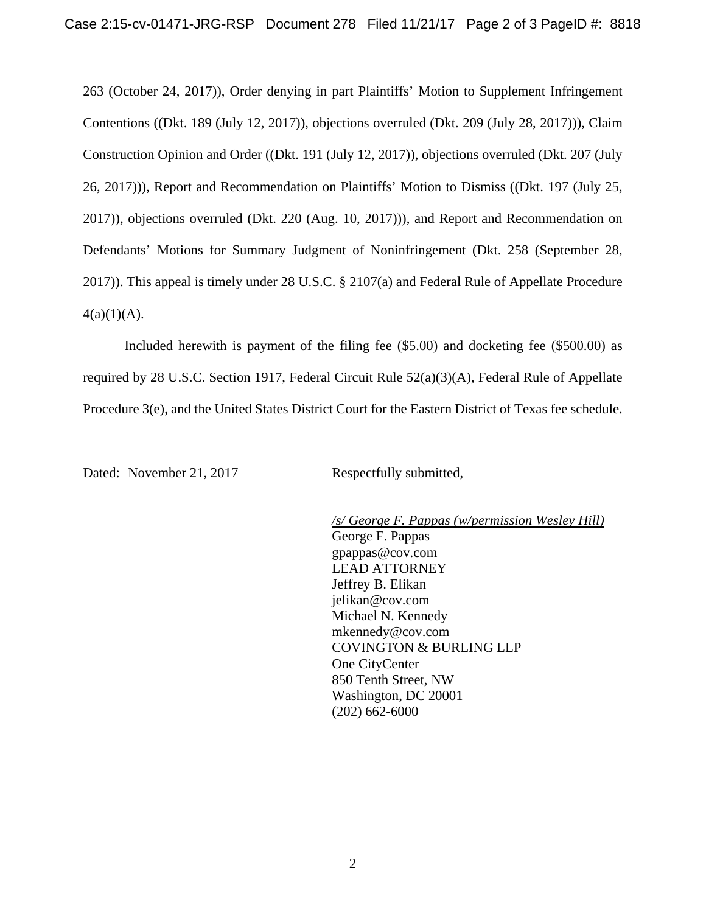263 (October 24, 2017)), Order denying in part Plaintiffs' Motion to Supplement Infringement Contentions ((Dkt. 189 (July 12, 2017)), objections overruled (Dkt. 209 (July 28, 2017))), Claim Construction Opinion and Order ((Dkt. 191 (July 12, 2017)), objections overruled (Dkt. 207 (July 26, 2017))), Report and Recommendation on Plaintiffs' Motion to Dismiss ((Dkt. 197 (July 25, 2017)), objections overruled (Dkt. 220 (Aug. 10, 2017))), and Report and Recommendation on Defendants' Motions for Summary Judgment of Noninfringement (Dkt. 258 (September 28, 2017)). This appeal is timely under 28 U.S.C. § 2107(a) and Federal Rule of Appellate Procedure 4(a)(1)(A).

Included herewith is payment of the filing fee ($5.00) and docketing fee ($500.00) as required by 28 U.S.C. Section 1917, Federal Circuit Rule 52(a)(3)(A), Federal Rule of Appellate Procedure 3(e), and the United States District Court for the Eastern District of Texas fee schedule.

Dated: November 21, 2017

Respectfully submitted,

*/s/ George F. Pappas (w/permission Wesley Hill)*
George F. Pappas
gpappas@cov.com
LEAD ATTORNEY
Jeffrey B. Elikan
jelikan@cov.com
Michael N. Kennedy
mkennedy@cov.com
COVINGTON & BURLING LLP
One CityCenter
850 Tenth Street, NW
Washington, DC 20001
(202) 662-6000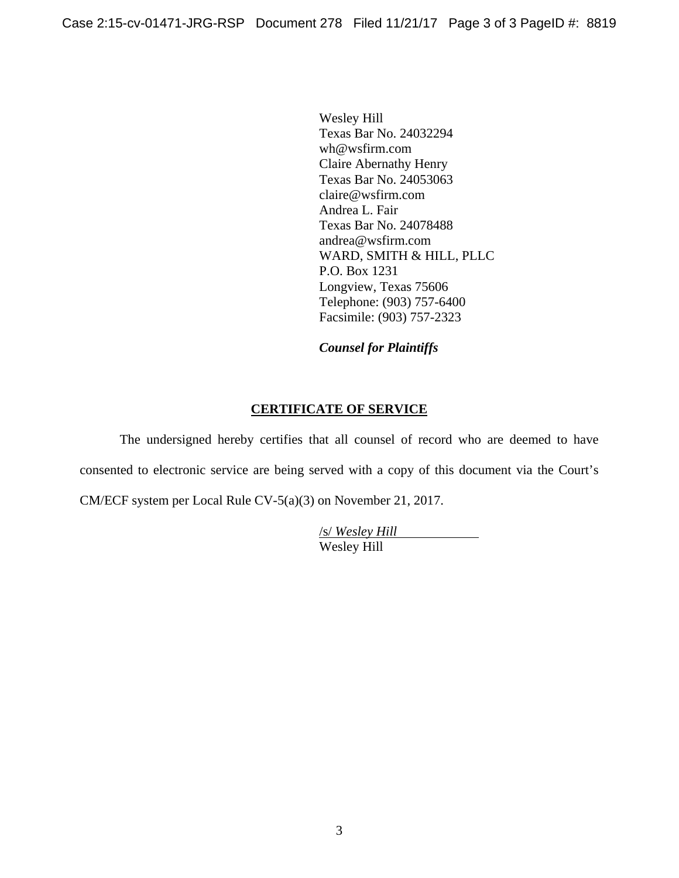Wesley Hill
Texas Bar No. 24032294
wh@wsfirm.com
Claire Abernathy Henry
Texas Bar No. 24053063
claire@wsfirm.com
Andrea L. Fair
Texas Bar No. 24078488
andrea@wsfirm.com
WARD, SMITH & HILL, PLLC
P.O. Box 1231
Longview, Texas 75606
Telephone: (903) 757-6400
Facsimile: (903) 757-2323

***Counsel for Plaintiffs***

## CERTIFICATE OF SERVICE

The undersigned hereby certifies that all counsel of record who are deemed to have consented to electronic service are being served with a copy of this document via the Court's CM/ECF system per Local Rule CV-5(a)(3) on November 21, 2017.

/s/ *Wesley Hill*
Wesley Hill